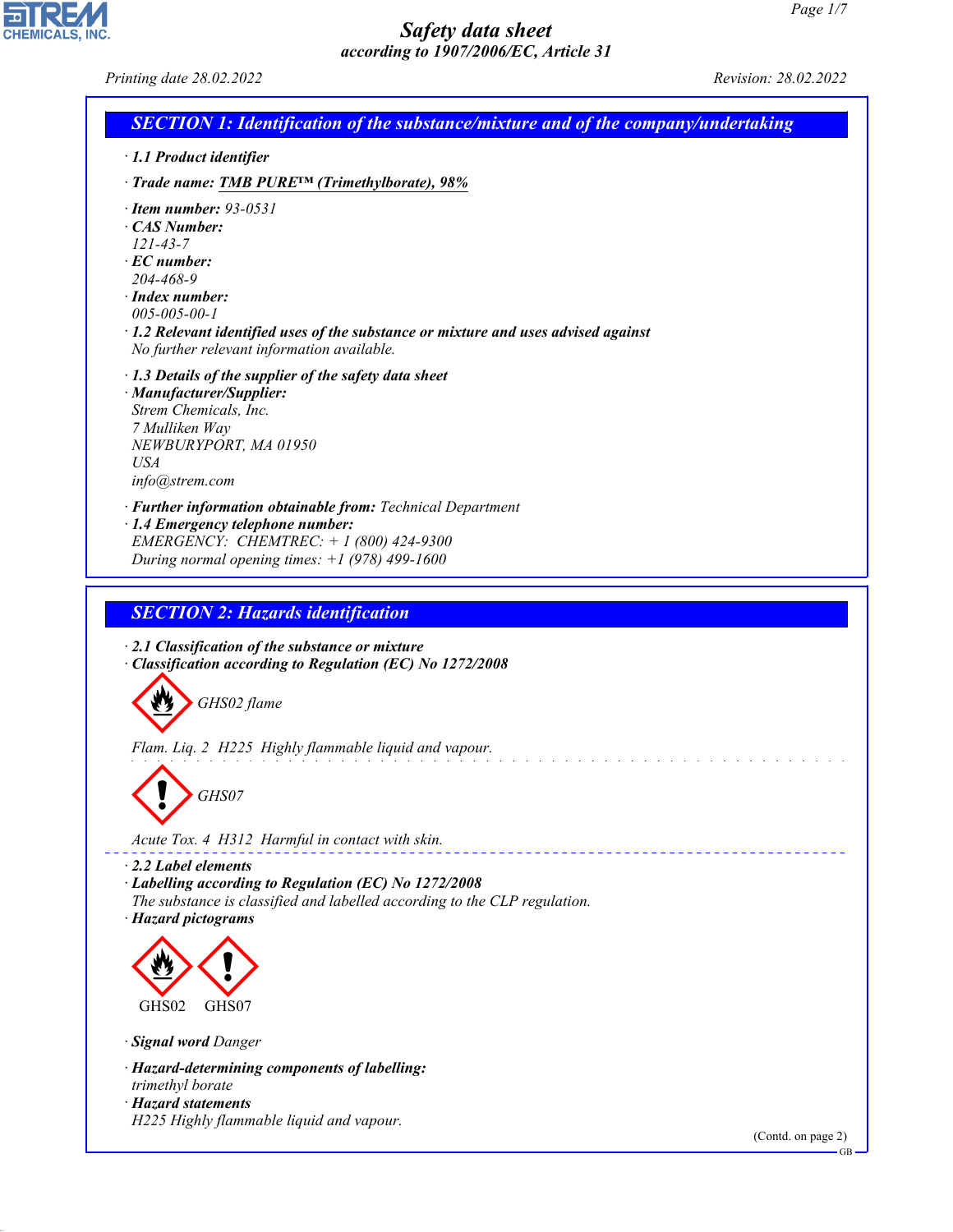# Safety data sheet

*according to 1907/2006/EC, Article 31*

Printing date 28.02.2022 Revision: 28.02.2022

## SECTION 1: Identification of the substance/mixture and of the company/undertaking

· **1.1 Product identifier**

· **Trade name: TMB PURE™ (Trimethylborate), 98%**

· **Item number:** 93-0531
· **CAS Number:**
121-43-7
· **EC number:**
204-468-9
· **Index number:**
005-005-00-1
· **1.2 Relevant identified uses of the substance or mixture and uses advised against**
No further relevant information available.

· **1.3 Details of the supplier of the safety data sheet**
· **Manufacturer/Supplier:**
Strem Chemicals, Inc.
7 Mulliken Way
NEWBURYPORT, MA 01950
USA
info@strem.com

· **Further information obtainable from:** Technical Department
· **1.4 Emergency telephone number:**
EMERGENCY: CHEMTREC: + 1 (800) 424-9300
During normal opening times: +1 (978) 499-1600

## SECTION 2: Hazards identification

· **2.1 Classification of the substance or mixture**
· **Classification according to Regulation (EC) No 1272/2008**

GHS02 flame

Flam. Liq. 2 H225 Highly flammable liquid and vapour.

GHS07

Acute Tox. 4 H312 Harmful in contact with skin.

· **2.2 Label elements**
· **Labelling according to Regulation (EC) No 1272/2008**
The substance is classified and labelled according to the CLP regulation.
· **Hazard pictograms**

GHS02 GHS07

· **Signal word** Danger

· **Hazard-determining components of labelling:**
trimethyl borate
· **Hazard statements**
H225 Highly flammable liquid and vapour.

(Contd. on page 2)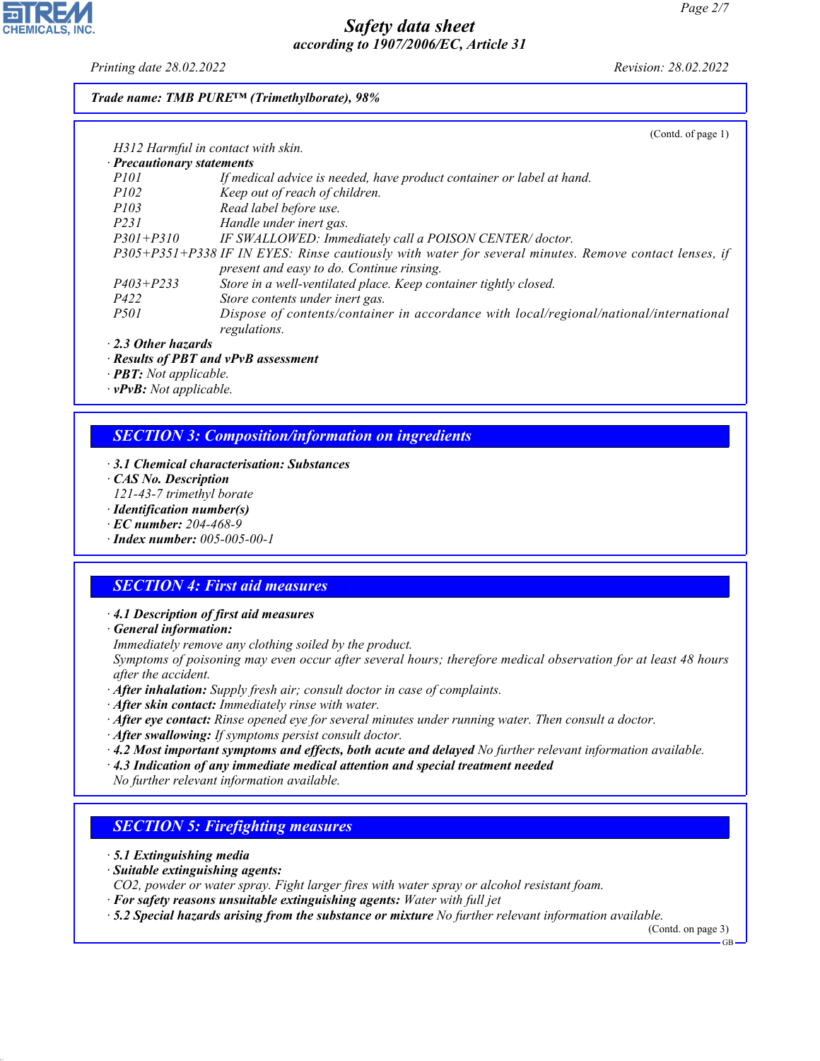**Trade name: TMB PURE™ (Trimethylborate), 98%**

(Contd. of page 1)

H312 Harmful in contact with skin.

· **Precautionary statements**

| | |
|---|---|
| P101 | If medical advice is needed, have product container or label at hand. |
| P102 | Keep out of reach of children. |
| P103 | Read label before use. |
| P231 | Handle under inert gas. |
| P301+P310 | IF SWALLOWED: Immediately call a POISON CENTER/ doctor. |
| P305+P351+P338 | IF IN EYES: Rinse cautiously with water for several minutes. Remove contact lenses, if present and easy to do. Continue rinsing. |
| P403+P233 | Store in a well-ventilated place. Keep container tightly closed. |
| P422 | Store contents under inert gas. |
| P501 | Dispose of contents/container in accordance with local/regional/national/international regulations. |

· **2.3 Other hazards**
· **Results of PBT and vPvB assessment**
· **PBT:** Not applicable.
· **vPvB:** Not applicable.

## SECTION 3: Composition/information on ingredients

· **3.1 Chemical characterisation: Substances**
· **CAS No. Description**
121-43-7 trimethyl borate
· **Identification number(s)**
· **EC number:** 204-468-9
· **Index number:** 005-005-00-1

## SECTION 4: First aid measures

· **4.1 Description of first aid measures**
· **General information:**
Immediately remove any clothing soiled by the product.
Symptoms of poisoning may even occur after several hours; therefore medical observation for at least 48 hours after the accident.
· **After inhalation:** Supply fresh air; consult doctor in case of complaints.
· **After skin contact:** Immediately rinse with water.
· **After eye contact:** Rinse opened eye for several minutes under running water. Then consult a doctor.
· **After swallowing:** If symptoms persist consult doctor.
· **4.2 Most important symptoms and effects, both acute and delayed** No further relevant information available.
· **4.3 Indication of any immediate medical attention and special treatment needed**
No further relevant information available.

## SECTION 5: Firefighting measures

· **5.1 Extinguishing media**
· **Suitable extinguishing agents:**
CO2, powder or water spray. Fight larger fires with water spray or alcohol resistant foam.
· **For safety reasons unsuitable extinguishing agents:** Water with full jet
· **5.2 Special hazards arising from the substance or mixture** No further relevant information available.

(Contd. on page 3)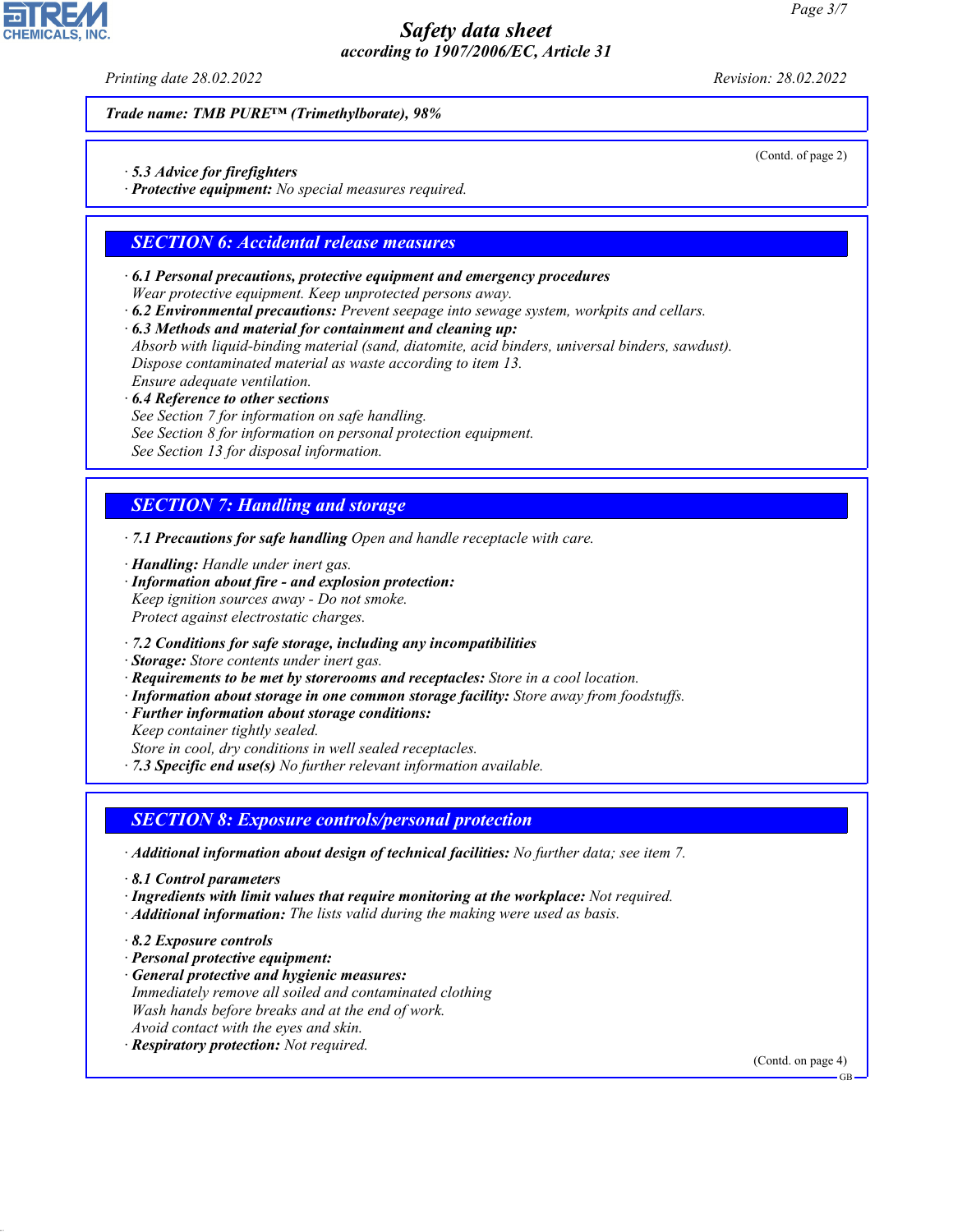Trade name: TMB PURE™ (Trimethylborate), 98%

(Contd. of page 2)

· **5.3 Advice for firefighters**
· **Protective equipment:** No special measures required.

## SECTION 6: Accidental release measures

· **6.1 Personal precautions, protective equipment and emergency procedures**
Wear protective equipment. Keep unprotected persons away.
· **6.2 Environmental precautions:** Prevent seepage into sewage system, workpits and cellars.
· **6.3 Methods and material for containment and cleaning up:**
Absorb with liquid-binding material (sand, diatomite, acid binders, universal binders, sawdust).
Dispose contaminated material as waste according to item 13.
Ensure adequate ventilation.
· **6.4 Reference to other sections**
See Section 7 for information on safe handling.
See Section 8 for information on personal protection equipment.
See Section 13 for disposal information.

## SECTION 7: Handling and storage

· **7.1 Precautions for safe handling** Open and handle receptacle with care.

· **Handling:** Handle under inert gas.
· **Information about fire - and explosion protection:**
Keep ignition sources away - Do not smoke.
Protect against electrostatic charges.

· **7.2 Conditions for safe storage, including any incompatibilities**
· **Storage:** Store contents under inert gas.
· **Requirements to be met by storerooms and receptacles:** Store in a cool location.
· **Information about storage in one common storage facility:** Store away from foodstuffs.
· **Further information about storage conditions:**
Keep container tightly sealed.
Store in cool, dry conditions in well sealed receptacles.
· **7.3 Specific end use(s)** No further relevant information available.

## SECTION 8: Exposure controls/personal protection

· **Additional information about design of technical facilities:** No further data; see item 7.

· **8.1 Control parameters**
· **Ingredients with limit values that require monitoring at the workplace:** Not required.
· **Additional information:** The lists valid during the making were used as basis.

· **8.2 Exposure controls**
· **Personal protective equipment:**
· **General protective and hygienic measures:**
Immediately remove all soiled and contaminated clothing
Wash hands before breaks and at the end of work.
Avoid contact with the eyes and skin.
· **Respiratory protection:** Not required.

(Contd. on page 4)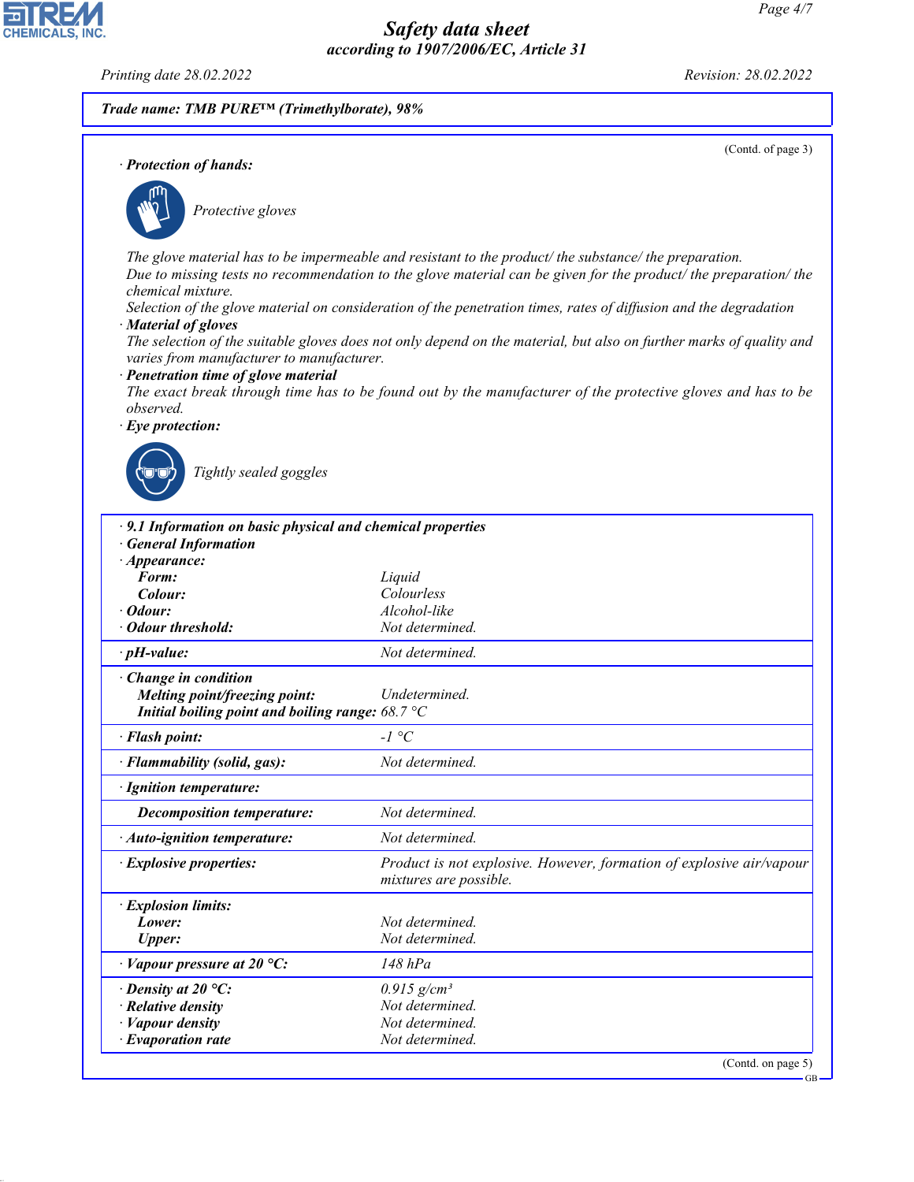**Trade name: TMB PURE™ (Trimethylborate), 98%**

(Contd. of page 3)

· **Protection of hands:**

*Protective gloves*

The glove material has to be impermeable and resistant to the product/ the substance/ the preparation.
Due to missing tests no recommendation to the glove material can be given for the product/ the preparation/ the chemical mixture.
Selection of the glove material on consideration of the penetration times, rates of diffusion and the degradation

· **Material of gloves**
The selection of the suitable gloves does not only depend on the material, but also on further marks of quality and varies from manufacturer to manufacturer.

· **Penetration time of glove material**
The exact break through time has to be found out by the manufacturer of the protective gloves and has to be observed.

· **Eye protection:**

*Tightly sealed goggles*

| | |
|---|---|
| · **9.1 Information on basic physical and chemical properties** | |
| · **General Information** | |
| · **Appearance:** | |
| **Form:** | Liquid |
| **Colour:** | Colourless |
| · **Odour:** | Alcohol-like |
| · **Odour threshold:** | Not determined. |
| · **pH-value:** | Not determined. |
| · **Change in condition** | |
| **Melting point/freezing point:** | Undetermined. |
| **Initial boiling point and boiling range:** | 68.7 °C |
| · **Flash point:** | -1 °C |
| · **Flammability (solid, gas):** | Not determined. |
| · **Ignition temperature:** | |
| **Decomposition temperature:** | Not determined. |
| · **Auto-ignition temperature:** | Not determined. |
| · **Explosive properties:** | Product is not explosive. However, formation of explosive air/vapour mixtures are possible. |
| · **Explosion limits:** | |
| **Lower:** | Not determined. |
| **Upper:** | Not determined. |
| · **Vapour pressure at 20 °C:** | 148 hPa |
| · **Density at 20 °C:** | 0.915 g/cm³ |
| · **Relative density** | Not determined. |
| · **Vapour density** | Not determined. |
| · **Evaporation rate** | Not determined. |

(Contd. on page 5)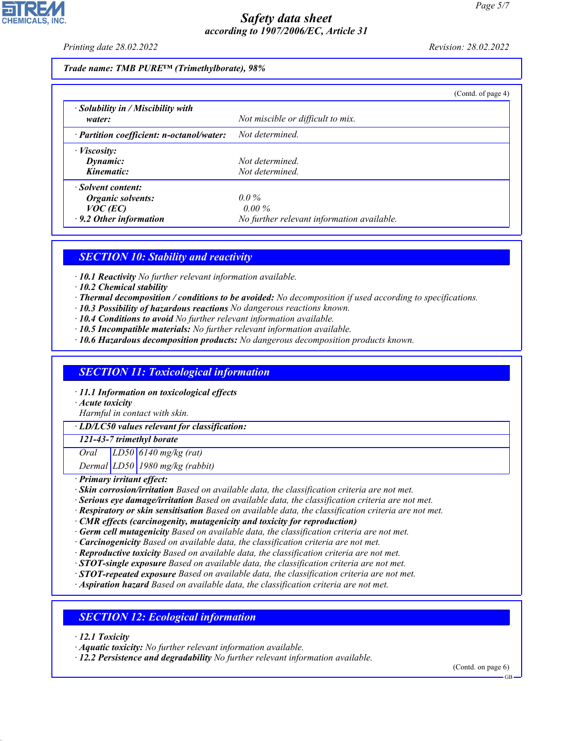**Trade name: TMB PURE™ (Trimethylborate), 98%**

(Contd. of page 4)

| | |
|---|---|
| · **Solubility in / Miscibility with water:** | Not miscible or difficult to mix. |
| · **Partition coefficient: n-octanol/water:** | Not determined. |
| · **Viscosity:** | |
| **Dynamic:** | Not determined. |
| **Kinematic:** | Not determined. |
| · **Solvent content:** | |
| **Organic solvents:** | 0.0 % |
| **VOC (EC)** | 0.00 % |
| · **9.2 Other information** | No further relevant information available. |

## SECTION 10: Stability and reactivity

· **10.1 Reactivity** No further relevant information available.
· **10.2 Chemical stability**
· **Thermal decomposition / conditions to be avoided:** No decomposition if used according to specifications.
· **10.3 Possibility of hazardous reactions** No dangerous reactions known.
· **10.4 Conditions to avoid** No further relevant information available.
· **10.5 Incompatible materials:** No further relevant information available.
· **10.6 Hazardous decomposition products:** No dangerous decomposition products known.

## SECTION 11: Toxicological information

· **11.1 Information on toxicological effects**
· **Acute toxicity**
Harmful in contact with skin.

· **LD/LC50 values relevant for classification:**

| **121-43-7 trimethyl borate** | | |
|---|---|---|
| Oral | LD50 | 6140 mg/kg (rat) |
| Dermal | LD50 | 1980 mg/kg (rabbit) |

· **Primary irritant effect:**
· **Skin corrosion/irritation** Based on available data, the classification criteria are not met.
· **Serious eye damage/irritation** Based on available data, the classification criteria are not met.
· **Respiratory or skin sensitisation** Based on available data, the classification criteria are not met.
· **CMR effects (carcinogenity, mutagenicity and toxicity for reproduction)**
· **Germ cell mutagenicity** Based on available data, the classification criteria are not met.
· **Carcinogenicity** Based on available data, the classification criteria are not met.
· **Reproductive toxicity** Based on available data, the classification criteria are not met.
· **STOT-single exposure** Based on available data, the classification criteria are not met.
· **STOT-repeated exposure** Based on available data, the classification criteria are not met.
· **Aspiration hazard** Based on available data, the classification criteria are not met.

## SECTION 12: Ecological information

· **12.1 Toxicity**
· **Aquatic toxicity:** No further relevant information available.
· **12.2 Persistence and degradability** No further relevant information available.

(Contd. on page 6)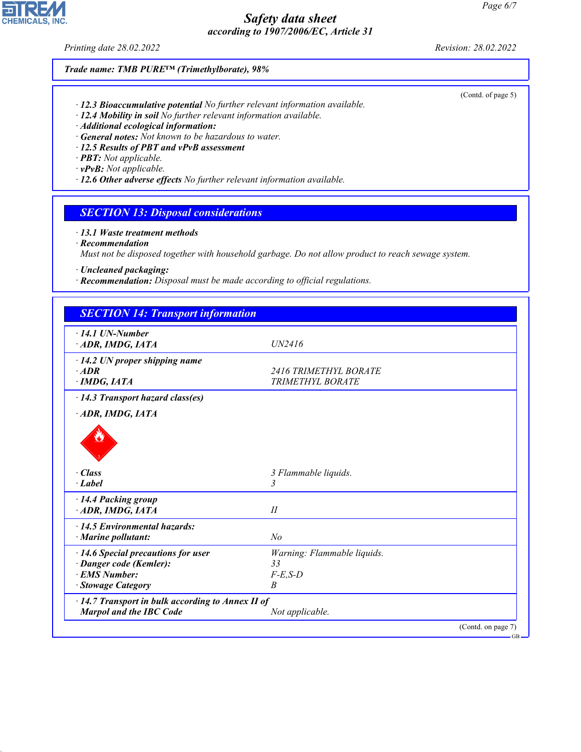Printing date 28.02.2022 Revision: 28.02.2022

**Trade name: TMB PURE™ (Trimethylborate), 98%**

(Contd. of page 5)

· **12.3 Bioaccumulative potential** No further relevant information available.
· **12.4 Mobility in soil** No further relevant information available.
· **Additional ecological information:**
· **General notes:** Not known to be hazardous to water.
· **12.5 Results of PBT and vPvB assessment**
· **PBT:** Not applicable.
· **vPvB:** Not applicable.
· **12.6 Other adverse effects** No further relevant information available.

## SECTION 13: Disposal considerations

· **13.1 Waste treatment methods**
· **Recommendation**
Must not be disposed together with household garbage. Do not allow product to reach sewage system.

· **Uncleaned packaging:**
· **Recommendation:** Disposal must be made according to official regulations.

## SECTION 14: Transport information

| | |
|---|---|
| **· 14.1 UN-Number** | |
| **· ADR, IMDG, IATA** | UN2416 |
| **· 14.2 UN proper shipping name** | |
| **· ADR** | 2416 TRIMETHYL BORATE |
| **· IMDG, IATA** | TRIMETHYL BORATE |
| **· 14.3 Transport hazard class(es)** | |
| **· ADR, IMDG, IATA** | |
| **· Class** | 3 Flammable liquids. |
| **· Label** | 3 |
| **· 14.4 Packing group** | |
| **· ADR, IMDG, IATA** | II |
| **· 14.5 Environmental hazards:** | |
| **· Marine pollutant:** | No |
| **· 14.6 Special precautions for user** | Warning: Flammable liquids. |
| **· Danger code (Kemler):** | 33 |
| **· EMS Number:** | F-E,S-D |
| **· Stowage Category** | B |
| **· 14.7 Transport in bulk according to Annex II of Marpol and the IBC Code** | Not applicable. |

(Contd. on page 7)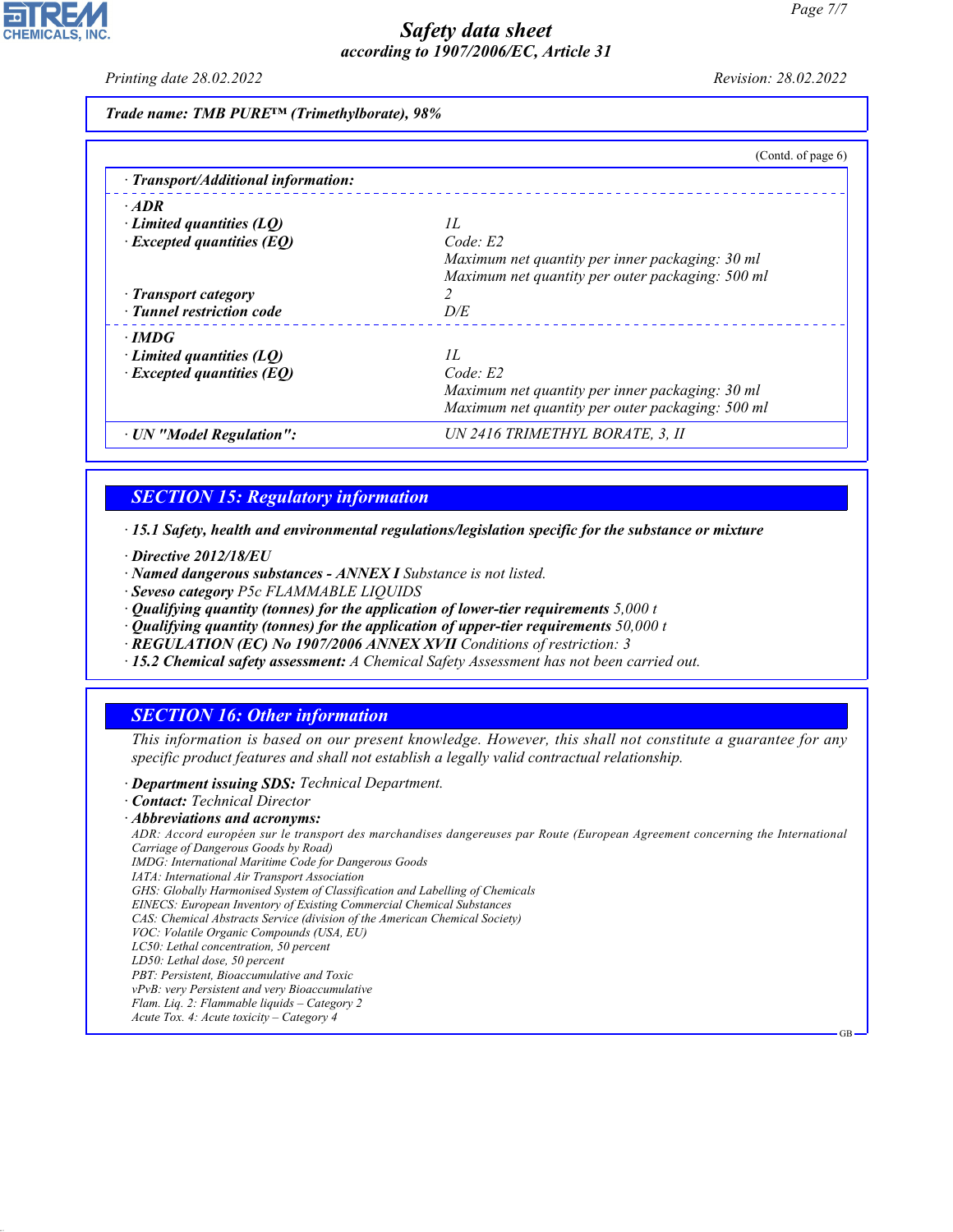**Trade name: TMB PURE™ (Trimethylborate), 98%**

(Contd. of page 6)

**· Transport/Additional information:**

**· ADR**

| | |
|---|---|
| **· Limited quantities (LQ)** | 1L |
| **· Excepted quantities (EQ)** | Code: E2<br>Maximum net quantity per inner packaging: 30 ml<br>Maximum net quantity per outer packaging: 500 ml |
| **· Transport category** | 2 |
| **· Tunnel restriction code** | D/E |

**· IMDG**

| | |
|---|---|
| **· Limited quantities (LQ)** | 1L |
| **· Excepted quantities (EQ)** | Code: E2<br>Maximum net quantity per inner packaging: 30 ml<br>Maximum net quantity per outer packaging: 500 ml |

| | |
|---|---|
| **· UN "Model Regulation":** | UN 2416 TRIMETHYL BORATE, 3, II |

## SECTION 15: Regulatory information

**· 15.1 Safety, health and environmental regulations/legislation specific for the substance or mixture**

**· Directive 2012/18/EU**
**· Named dangerous substances - ANNEX I** Substance is not listed.
**· Seveso category** P5c FLAMMABLE LIQUIDS
**· Qualifying quantity (tonnes) for the application of lower-tier requirements** 5,000 t
**· Qualifying quantity (tonnes) for the application of upper-tier requirements** 50,000 t
**· REGULATION (EC) No 1907/2006 ANNEX XVII** Conditions of restriction: 3
**· 15.2 Chemical safety assessment:** A Chemical Safety Assessment has not been carried out.

## SECTION 16: Other information

This information is based on our present knowledge. However, this shall not constitute a guarantee for any specific product features and shall not establish a legally valid contractual relationship.

**· Department issuing SDS:** Technical Department.
**· Contact:** Technical Director
**· Abbreviations and acronyms:**

ADR: Accord européen sur le transport des marchandises dangereuses par Route (European Agreement concerning the International Carriage of Dangerous Goods by Road)
IMDG: International Maritime Code for Dangerous Goods
IATA: International Air Transport Association
GHS: Globally Harmonised System of Classification and Labelling of Chemicals
EINECS: European Inventory of Existing Commercial Chemical Substances
CAS: Chemical Abstracts Service (division of the American Chemical Society)
VOC: Volatile Organic Compounds (USA, EU)
LC50: Lethal concentration, 50 percent
LD50: Lethal dose, 50 percent
PBT: Persistent, Bioaccumulative and Toxic
vPvB: very Persistent and very Bioaccumulative
Flam. Liq. 2: Flammable liquids – Category 2
Acute Tox. 4: Acute toxicity – Category 4